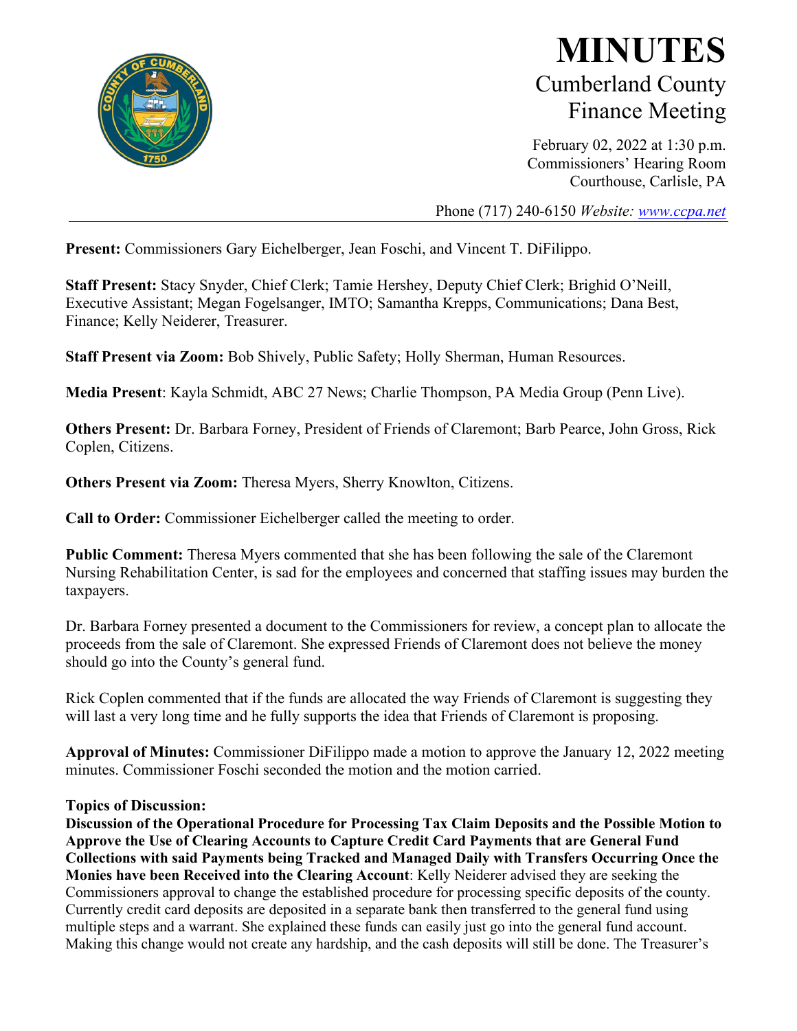# MINUTES

## Cumberland County Finance Meeting

February 02, 2022 at 1:30 p.m.
Commissioners' Hearing Room
Courthouse, Carlisle, PA

Phone (717) 240-6150 *Website: www.ccpa.net*

---

**Present:** Commissioners Gary Eichelberger, Jean Foschi, and Vincent T. DiFilippo.

**Staff Present:** Stacy Snyder, Chief Clerk; Tamie Hershey, Deputy Chief Clerk; Brighid O'Neill, Executive Assistant; Megan Fogelsanger, IMTO; Samantha Krepps, Communications; Dana Best, Finance; Kelly Neiderer, Treasurer.

**Staff Present via Zoom:** Bob Shively, Public Safety; Holly Sherman, Human Resources.

**Media Present**: Kayla Schmidt, ABC 27 News; Charlie Thompson, PA Media Group (Penn Live).

**Others Present:** Dr. Barbara Forney, President of Friends of Claremont; Barb Pearce, John Gross, Rick Coplen, Citizens.

**Others Present via Zoom:** Theresa Myers, Sherry Knowlton, Citizens.

**Call to Order:** Commissioner Eichelberger called the meeting to order.

**Public Comment:** Theresa Myers commented that she has been following the sale of the Claremont Nursing Rehabilitation Center, is sad for the employees and concerned that staffing issues may burden the taxpayers.

Dr. Barbara Forney presented a document to the Commissioners for review, a concept plan to allocate the proceeds from the sale of Claremont. She expressed Friends of Claremont does not believe the money should go into the County's general fund.

Rick Coplen commented that if the funds are allocated the way Friends of Claremont is suggesting they will last a very long time and he fully supports the idea that Friends of Claremont is proposing.

**Approval of Minutes:** Commissioner DiFilippo made a motion to approve the January 12, 2022 meeting minutes. Commissioner Foschi seconded the motion and the motion carried.

**Topics of Discussion:**

**Discussion of the Operational Procedure for Processing Tax Claim Deposits and the Possible Motion to Approve the Use of Clearing Accounts to Capture Credit Card Payments that are General Fund Collections with said Payments being Tracked and Managed Daily with Transfers Occurring Once the Monies have been Received into the Clearing Account**: Kelly Neiderer advised they are seeking the Commissioners approval to change the established procedure for processing specific deposits of the county. Currently credit card deposits are deposited in a separate bank then transferred to the general fund using multiple steps and a warrant. She explained these funds can easily just go into the general fund account. Making this change would not create any hardship, and the cash deposits will still be done. The Treasurer's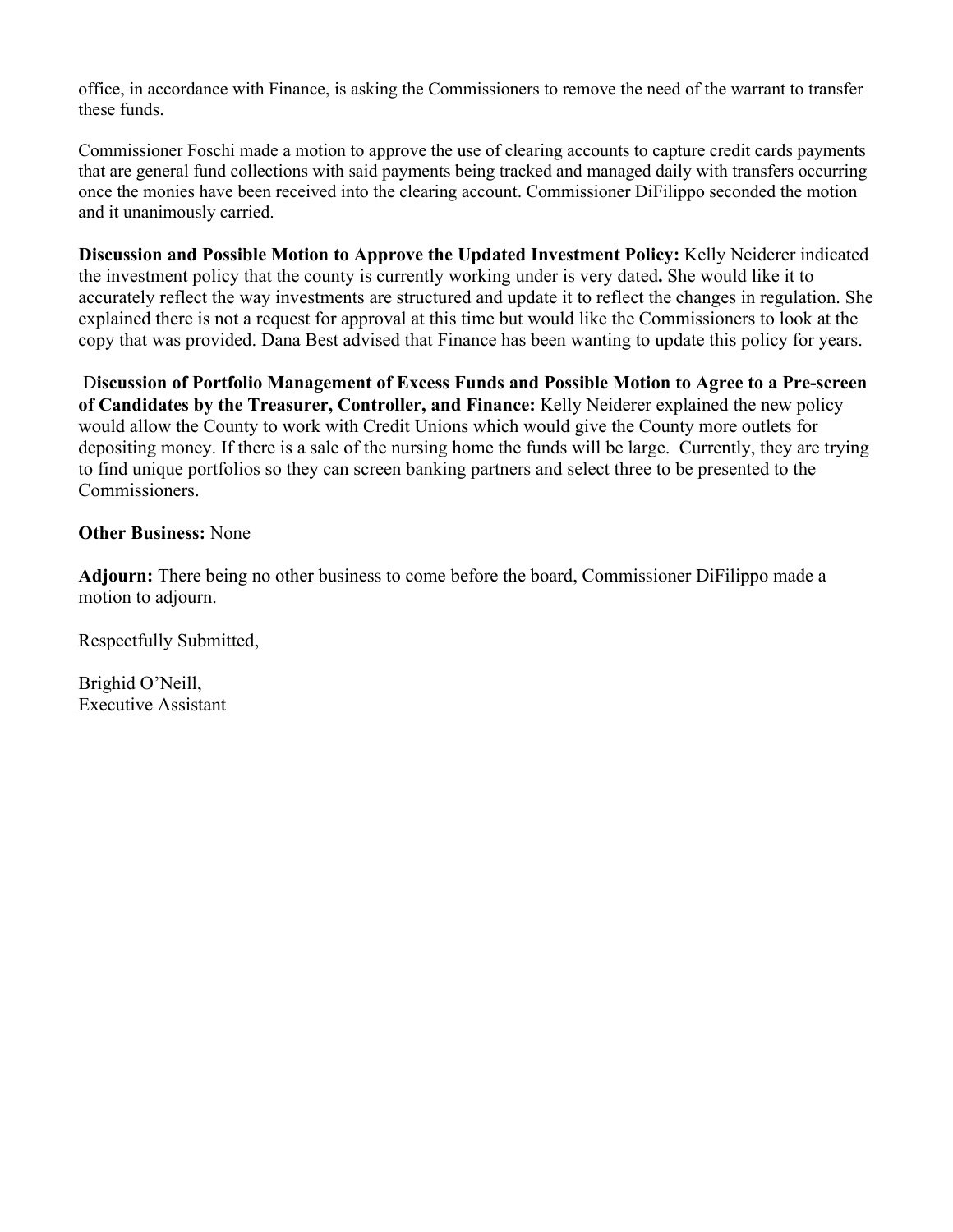office, in accordance with Finance, is asking the Commissioners to remove the need of the warrant to transfer these funds.

Commissioner Foschi made a motion to approve the use of clearing accounts to capture credit cards payments that are general fund collections with said payments being tracked and managed daily with transfers occurring once the monies have been received into the clearing account. Commissioner DiFilippo seconded the motion and it unanimously carried.

**Discussion and Possible Motion to Approve the Updated Investment Policy:** Kelly Neiderer indicated the investment policy that the county is currently working under is very dated**.** She would like it to accurately reflect the way investments are structured and update it to reflect the changes in regulation. She explained there is not a request for approval at this time but would like the Commissioners to look at the copy that was provided. Dana Best advised that Finance has been wanting to update this policy for years.

**Discussion of Portfolio Management of Excess Funds and Possible Motion to Agree to a Pre-screen of Candidates by the Treasurer, Controller, and Finance:** Kelly Neiderer explained the new policy would allow the County to work with Credit Unions which would give the County more outlets for depositing money. If there is a sale of the nursing home the funds will be large. Currently, they are trying to find unique portfolios so they can screen banking partners and select three to be presented to the Commissioners.

**Other Business:** None

**Adjourn:** There being no other business to come before the board, Commissioner DiFilippo made a motion to adjourn.

Respectfully Submitted,

Brighid O'Neill,
Executive Assistant